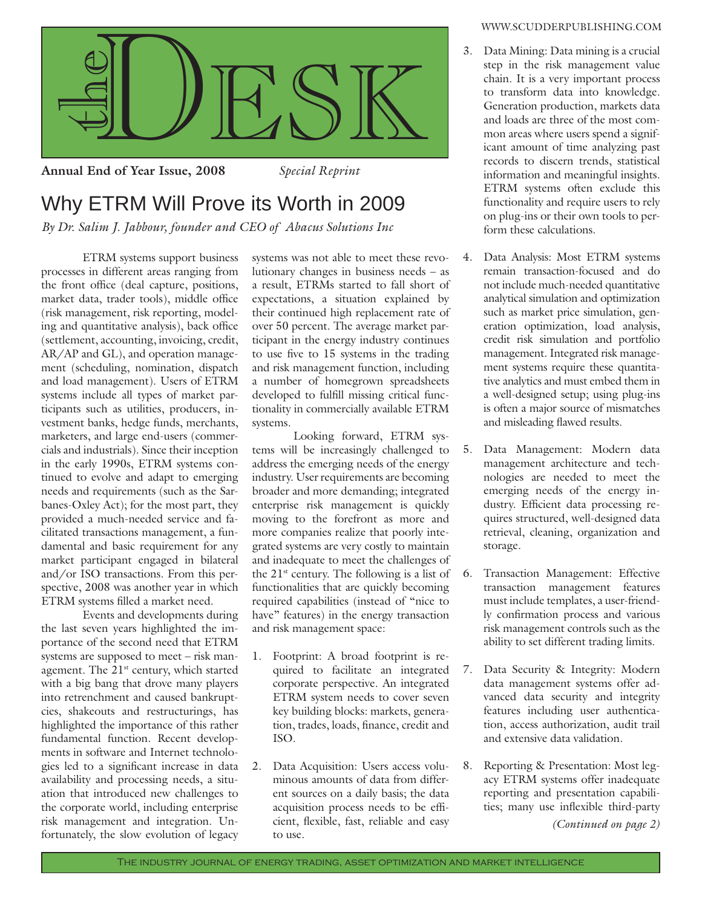# the DESK

**Annual End of Year Issue, 2008** *Special Reprint*

## Why ETRM Will Prove its Worth in 2009

*By Dr. Salim J. Jabbour, founder and CEO of Abacus Solutions Inc*

ETRM systems support business processes in different areas ranging from the front office (deal capture, positions, market data, trader tools), middle office (risk management, risk reporting, modeling and quantitative analysis), back office (settlement, accounting, invoicing, credit, AR/AP and GL), and operation management (scheduling, nomination, dispatch and load management). Users of ETRM systems include all types of market participants such as utilities, producers, investment banks, hedge funds, merchants, marketers, and large end-users (commercials and industrials). Since their inception in the early 1990s, ETRM systems continued to evolve and adapt to emerging needs and requirements (such as the Sarbanes-Oxley Act); for the most part, they provided a much-needed service and facilitated transactions management, a fundamental and basic requirement for any market participant engaged in bilateral and/or ISO transactions. From this perspective, 2008 was another year in which ETRM systems filled a market need.

Events and developments during the last seven years highlighted the importance of the second need that ETRM systems are supposed to meet – risk management. The 21st century, which started with a big bang that drove many players into retrenchment and caused bankruptcies, shakeouts and restructurings, has highlighted the importance of this rather fundamental function. Recent developments in software and Internet technologies led to a significant increase in data availability and processing needs, a situation that introduced new challenges to the corporate world, including enterprise risk management and integration. Unfortunately, the slow evolution of legacy systems was not able to meet these revolutionary changes in business needs – as a result, ETRMs started to fall short of expectations, a situation explained by their continued high replacement rate of over 50 percent. The average market participant in the energy industry continues to use five to 15 systems in the trading and risk management function, including a number of homegrown spreadsheets developed to fulfill missing critical functionality in commercially available ETRM systems.

Looking forward, ETRM systems will be increasingly challenged to address the emerging needs of the energy industry. User requirements are becoming broader and more demanding; integrated enterprise risk management is quickly moving to the forefront as more and more companies realize that poorly integrated systems are very costly to maintain and inadequate to meet the challenges of the 21st century. The following is a list of functionalities that are quickly becoming required capabilities (instead of "nice to have" features) in the energy transaction and risk management space:

1. Footprint: A broad footprint is required to facilitate an integrated corporate perspective. An integrated ETRM system needs to cover seven key building blocks: markets, generation, trades, loads, finance, credit and ISO.

2. Data Acquisition: Users access voluminous amounts of data from different sources on a daily basis; the data acquisition process needs to be efficient, flexible, fast, reliable and easy to use.

3. Data Mining: Data mining is a crucial step in the risk management value chain. It is a very important process to transform data into knowledge. Generation production, markets data and loads are three of the most common areas where users spend a significant amount of time analyzing past records to discern trends, statistical information and meaningful insights. ETRM systems often exclude this functionality and require users to rely on plug-ins or their own tools to perform these calculations.

4. Data Analysis: Most ETRM systems remain transaction-focused and do not include much-needed quantitative analytical simulation and optimization such as market price simulation, generation optimization, load analysis, credit risk simulation and portfolio management. Integrated risk management systems require these quantitative analytics and must embed them in a well-designed setup; using plug-ins is often a major source of mismatches and misleading flawed results.

5. Data Management: Modern data management architecture and technologies are needed to meet the emerging needs of the energy industry. Efficient data processing requires structured, well-designed data retrieval, cleaning, organization and storage.

6. Transaction Management: Effective transaction management features must include templates, a user-friendly confirmation process and various risk management controls such as the ability to set different trading limits.

7. Data Security & Integrity: Modern data management systems offer advanced data security and integrity features including user authentication, access authorization, audit trail and extensive data validation.

8. Reporting & Presentation: Most legacy ETRM systems offer inadequate reporting and presentation capabilities; many use inflexible third-party

*(Continued on page 2)*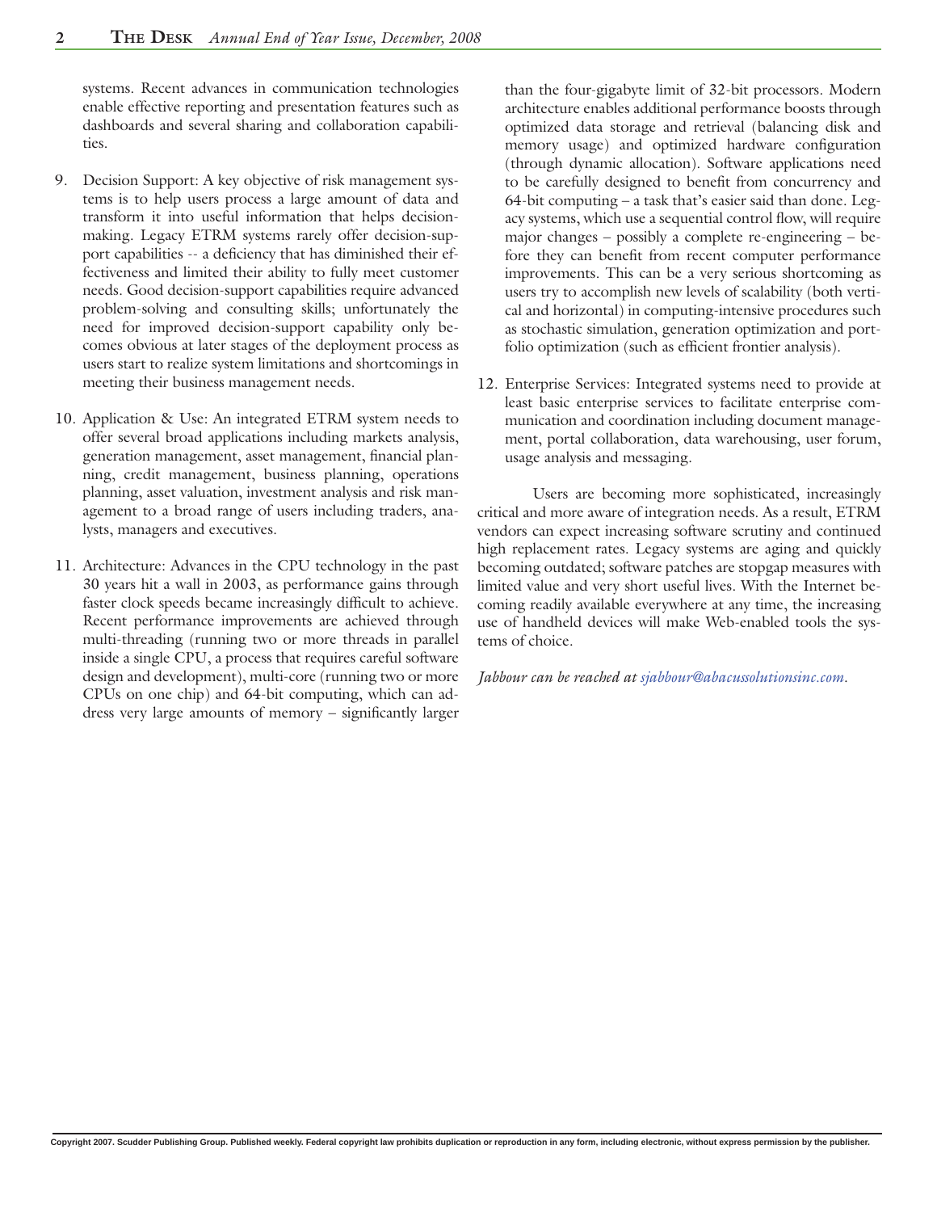systems. Recent advances in communication technologies enable effective reporting and presentation features such as dashboards and several sharing and collaboration capabilities.

9. Decision Support: A key objective of risk management systems is to help users process a large amount of data and transform it into useful information that helps decision-making. Legacy ETRM systems rarely offer decision-support capabilities -- a deficiency that has diminished their effectiveness and limited their ability to fully meet customer needs. Good decision-support capabilities require advanced problem-solving and consulting skills; unfortunately the need for improved decision-support capability only becomes obvious at later stages of the deployment process as users start to realize system limitations and shortcomings in meeting their business management needs.

10. Application & Use: An integrated ETRM system needs to offer several broad applications including markets analysis, generation management, asset management, financial planning, credit management, business planning, operations planning, asset valuation, investment analysis and risk management to a broad range of users including traders, analysts, managers and executives.

11. Architecture: Advances in the CPU technology in the past 30 years hit a wall in 2003, as performance gains through faster clock speeds became increasingly difficult to achieve. Recent performance improvements are achieved through multi-threading (running two or more threads in parallel inside a single CPU, a process that requires careful software design and development), multi-core (running two or more CPUs on one chip) and 64-bit computing, which can address very large amounts of memory – significantly larger than the four-gigabyte limit of 32-bit processors. Modern architecture enables additional performance boosts through optimized data storage and retrieval (balancing disk and memory usage) and optimized hardware configuration (through dynamic allocation). Software applications need to be carefully designed to benefit from concurrency and 64-bit computing – a task that's easier said than done. Legacy systems, which use a sequential control flow, will require major changes – possibly a complete re-engineering – before they can benefit from recent computer performance improvements. This can be a very serious shortcoming as users try to accomplish new levels of scalability (both vertical and horizontal) in computing-intensive procedures such as stochastic simulation, generation optimization and portfolio optimization (such as efficient frontier analysis).

12. Enterprise Services: Integrated systems need to provide at least basic enterprise services to facilitate enterprise communication and coordination including document management, portal collaboration, data warehousing, user forum, usage analysis and messaging.

Users are becoming more sophisticated, increasingly critical and more aware of integration needs. As a result, ETRM vendors can expect increasing software scrutiny and continued high replacement rates. Legacy systems are aging and quickly becoming outdated; software patches are stopgap measures with limited value and very short useful lives. With the Internet becoming readily available everywhere at any time, the increasing use of handheld devices will make Web-enabled tools the systems of choice.

*Jabbour can be reached at sjabbour@abacussolutionsinc.com.*